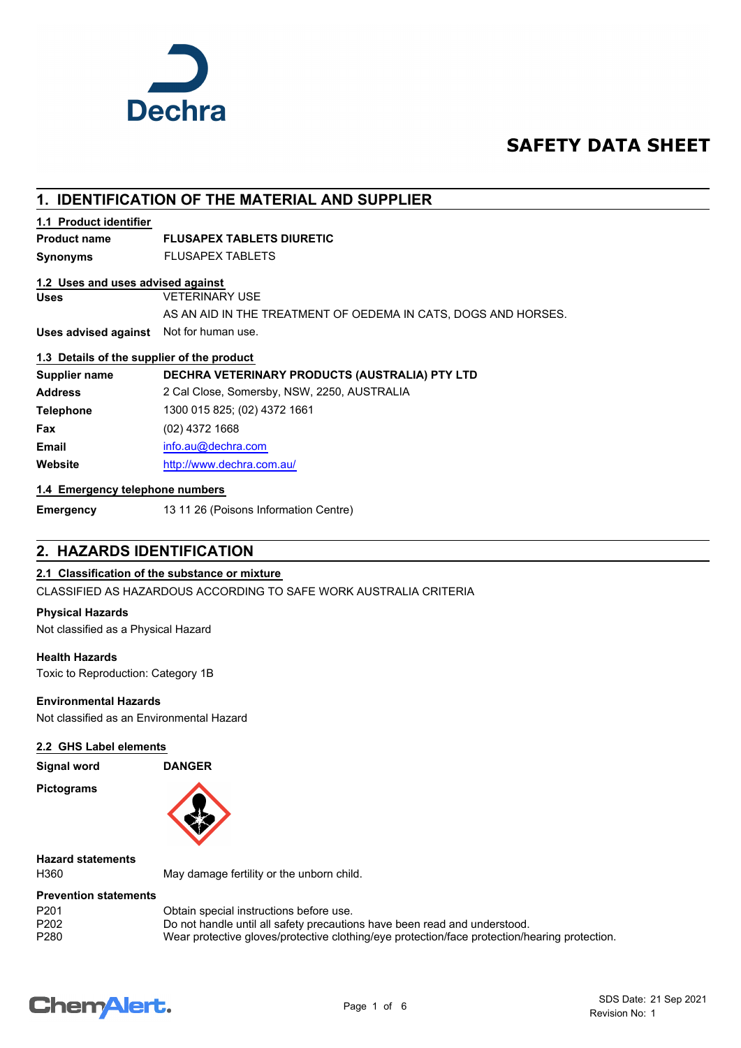Dechra

# SAFETY DATA SHEET

## 1. IDENTIFICATION OF THE MATERIAL AND SUPPLIER

### 1.1 Product identifier

**Product name** **FLUSAPEX TABLETS DIURETIC**

**Synonyms** FLUSAPEX TABLETS

### 1.2 Uses and uses advised against

**Uses** VETERINARY USE

AS AN AID IN THE TREATMENT OF OEDEMA IN CATS, DOGS AND HORSES.

**Uses advised against** Not for human use.

### 1.3 Details of the supplier of the product

| | |
|---|---|
| **Supplier name** | **DECHRA VETERINARY PRODUCTS (AUSTRALIA) PTY LTD** |
| **Address** | 2 Cal Close, Somersby, NSW, 2250, AUSTRALIA |
| **Telephone** | 1300 015 825; (02) 4372 1661 |
| **Fax** | (02) 4372 1668 |
| **Email** | info.au@dechra.com |
| **Website** | http://www.dechra.com.au/ |

### 1.4 Emergency telephone numbers

**Emergency** 13 11 26 (Poisons Information Centre)

## 2. HAZARDS IDENTIFICATION

### 2.1 Classification of the substance or mixture

CLASSIFIED AS HAZARDOUS ACCORDING TO SAFE WORK AUSTRALIA CRITERIA

**Physical Hazards**

Not classified as a Physical Hazard

**Health Hazards**

Toxic to Reproduction: Category 1B

**Environmental Hazards**

Not classified as an Environmental Hazard

### 2.2 GHS Label elements

**Signal word** **DANGER**

**Pictograms**

**Hazard statements**

| | |
|---|---|
| H360 | May damage fertility or the unborn child. |

**Prevention statements**

| | |
|---|---|
| P201 | Obtain special instructions before use. |
| P202 | Do not handle until all safety precautions have been read and understood. |
| P280 | Wear protective gloves/protective clothing/eye protection/face protection/hearing protection. |

SDS Date: 21 Sep 2021
Revision No: 1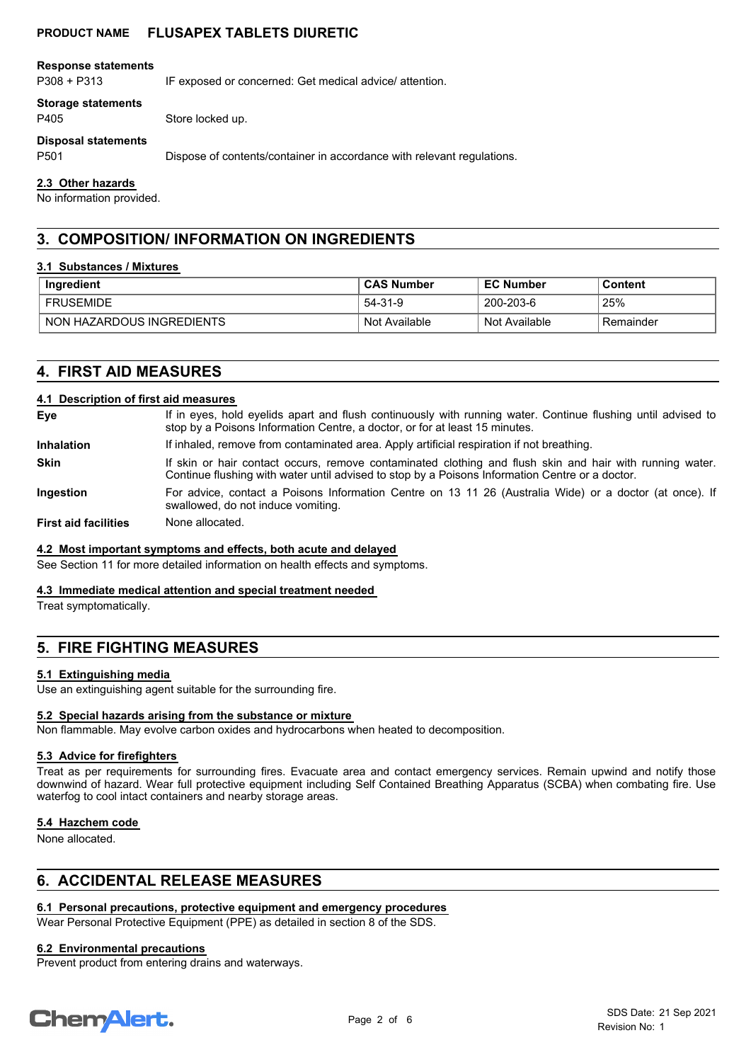**Response statements**

P308 + P313 IF exposed or concerned: Get medical advice/ attention.

**Storage statements**

P405 Store locked up.

**Disposal statements**

P501 Dispose of contents/container in accordance with relevant regulations.

### 2.3 Other hazards

No information provided.

## 3. COMPOSITION/ INFORMATION ON INGREDIENTS

### 3.1 Substances / Mixtures

| Ingredient | CAS Number | EC Number | Content |
|---|---|---|---|
| FRUSEMIDE | 54-31-9 | 200-203-6 | 25% |
| NON HAZARDOUS INGREDIENTS | Not Available | Not Available | Remainder |

## 4. FIRST AID MEASURES

### 4.1 Description of first aid measures

**Eye** If in eyes, hold eyelids apart and flush continuously with running water. Continue flushing until advised to stop by a Poisons Information Centre, a doctor, or for at least 15 minutes.

**Inhalation** If inhaled, remove from contaminated area. Apply artificial respiration if not breathing.

**Skin** If skin or hair contact occurs, remove contaminated clothing and flush skin and hair with running water. Continue flushing with water until advised to stop by a Poisons Information Centre or a doctor.

**Ingestion** For advice, contact a Poisons Information Centre on 13 11 26 (Australia Wide) or a doctor (at once). If swallowed, do not induce vomiting.

**First aid facilities** None allocated.

### 4.2 Most important symptoms and effects, both acute and delayed

See Section 11 for more detailed information on health effects and symptoms.

### 4.3 Immediate medical attention and special treatment needed

Treat symptomatically.

## 5. FIRE FIGHTING MEASURES

### 5.1 Extinguishing media

Use an extinguishing agent suitable for the surrounding fire.

### 5.2 Special hazards arising from the substance or mixture

Non flammable. May evolve carbon oxides and hydrocarbons when heated to decomposition.

### 5.3 Advice for firefighters

Treat as per requirements for surrounding fires. Evacuate area and contact emergency services. Remain upwind and notify those downwind of hazard. Wear full protective equipment including Self Contained Breathing Apparatus (SCBA) when combating fire. Use waterfog to cool intact containers and nearby storage areas.

### 5.4 Hazchem code

None allocated.

## 6. ACCIDENTAL RELEASE MEASURES

### 6.1 Personal precautions, protective equipment and emergency procedures

Wear Personal Protective Equipment (PPE) as detailed in section 8 of the SDS.

### 6.2 Environmental precautions

Prevent product from entering drains and waterways.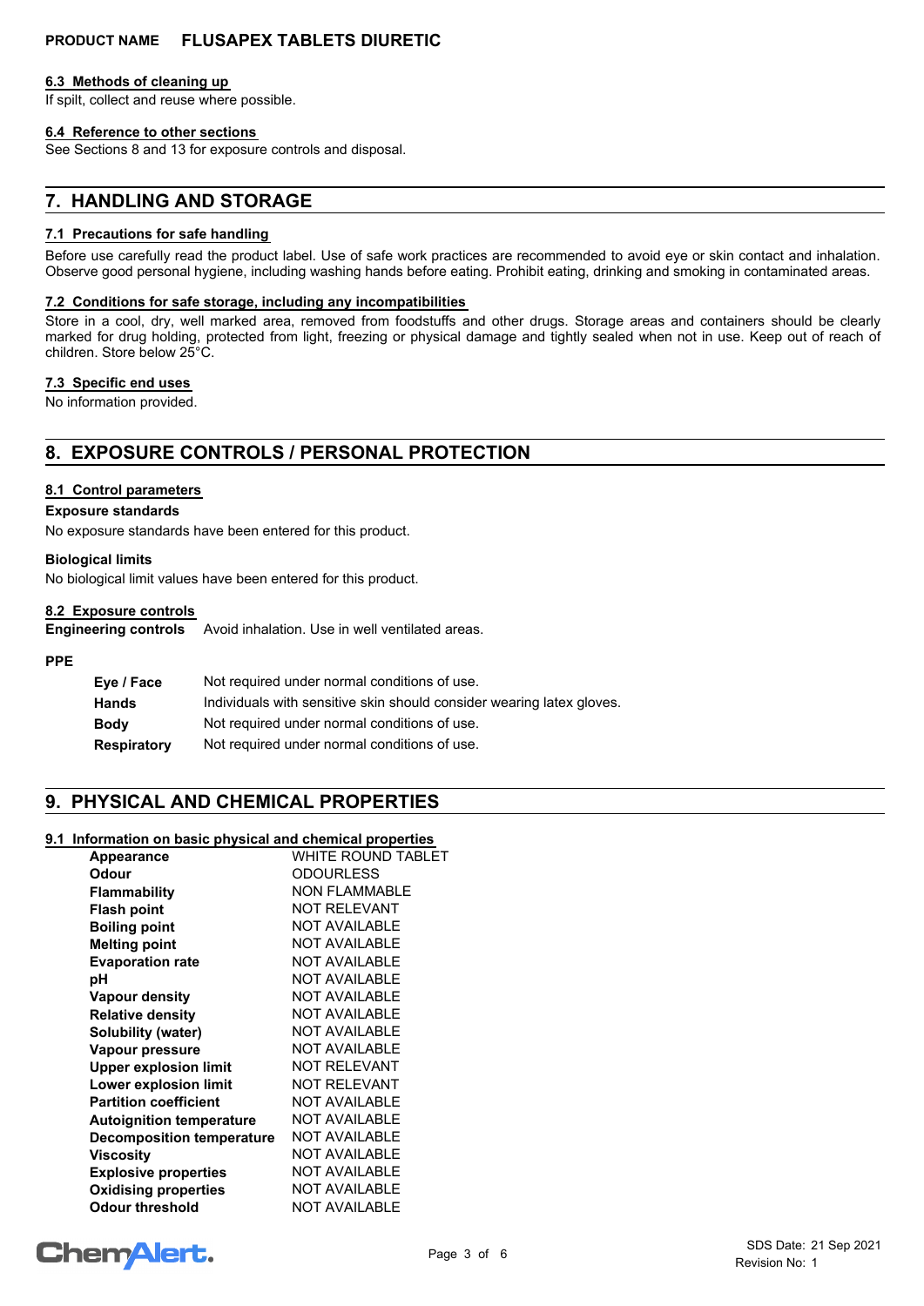#### 6.3 Methods of cleaning up

If spilt, collect and reuse where possible.

#### 6.4 Reference to other sections

See Sections 8 and 13 for exposure controls and disposal.

## 7. HANDLING AND STORAGE

#### 7.1 Precautions for safe handling

Before use carefully read the product label. Use of safe work practices are recommended to avoid eye or skin contact and inhalation. Observe good personal hygiene, including washing hands before eating. Prohibit eating, drinking and smoking in contaminated areas.

#### 7.2 Conditions for safe storage, including any incompatibilities

Store in a cool, dry, well marked area, removed from foodstuffs and other drugs. Storage areas and containers should be clearly marked for drug holding, protected from light, freezing or physical damage and tightly sealed when not in use. Keep out of reach of children. Store below 25°C.

#### 7.3 Specific end uses

No information provided.

## 8. EXPOSURE CONTROLS / PERSONAL PROTECTION

#### 8.1 Control parameters

**Exposure standards**

No exposure standards have been entered for this product.

**Biological limits**

No biological limit values have been entered for this product.

#### 8.2 Exposure controls

**Engineering controls** Avoid inhalation. Use in well ventilated areas.

**PPE**

| | |
|---|---|
| **Eye / Face** | Not required under normal conditions of use. |
| **Hands** | Individuals with sensitive skin should consider wearing latex gloves. |
| **Body** | Not required under normal conditions of use. |
| **Respiratory** | Not required under normal conditions of use. |

## 9. PHYSICAL AND CHEMICAL PROPERTIES

#### 9.1 Information on basic physical and chemical properties

| | |
|---|---|
| **Appearance** | WHITE ROUND TABLET |
| **Odour** | ODOURLESS |
| **Flammability** | NON FLAMMABLE |
| **Flash point** | NOT RELEVANT |
| **Boiling point** | NOT AVAILABLE |
| **Melting point** | NOT AVAILABLE |
| **Evaporation rate** | NOT AVAILABLE |
| **pH** | NOT AVAILABLE |
| **Vapour density** | NOT AVAILABLE |
| **Relative density** | NOT AVAILABLE |
| **Solubility (water)** | NOT AVAILABLE |
| **Vapour pressure** | NOT AVAILABLE |
| **Upper explosion limit** | NOT RELEVANT |
| **Lower explosion limit** | NOT RELEVANT |
| **Partition coefficient** | NOT AVAILABLE |
| **Autoignition temperature** | NOT AVAILABLE |
| **Decomposition temperature** | NOT AVAILABLE |
| **Viscosity** | NOT AVAILABLE |
| **Explosive properties** | NOT AVAILABLE |
| **Oxidising properties** | NOT AVAILABLE |
| **Odour threshold** | NOT AVAILABLE |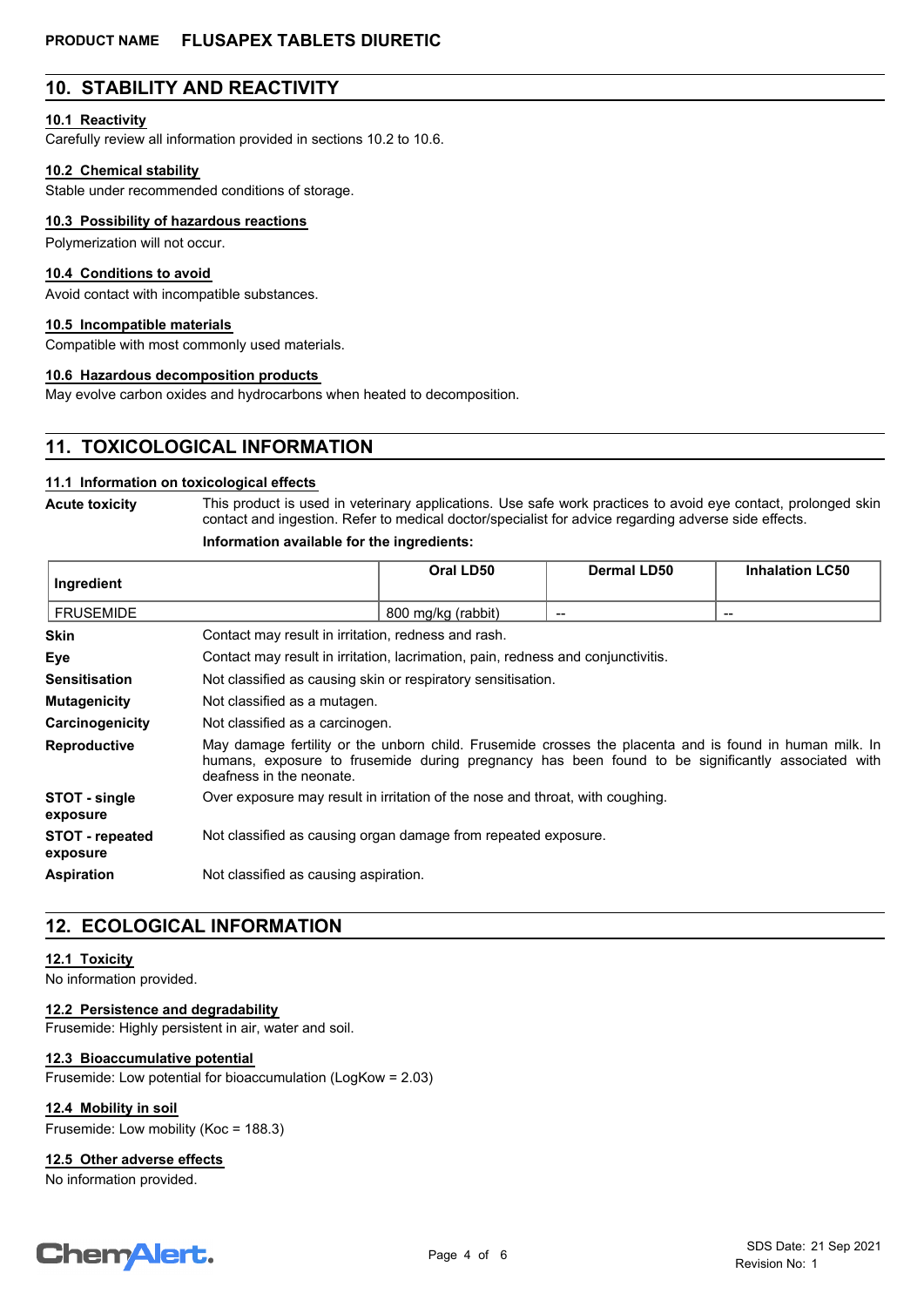## 10. STABILITY AND REACTIVITY

### 10.1 Reactivity

Carefully review all information provided in sections 10.2 to 10.6.

### 10.2 Chemical stability

Stable under recommended conditions of storage.

### 10.3 Possibility of hazardous reactions

Polymerization will not occur.

### 10.4 Conditions to avoid

Avoid contact with incompatible substances.

### 10.5 Incompatible materials

Compatible with most commonly used materials.

### 10.6 Hazardous decomposition products

May evolve carbon oxides and hydrocarbons when heated to decomposition.

## 11. TOXICOLOGICAL INFORMATION

### 11.1 Information on toxicological effects

**Acute toxicity**

This product is used in veterinary applications. Use safe work practices to avoid eye contact, prolonged skin contact and ingestion. Refer to medical doctor/specialist for advice regarding adverse side effects.

**Information available for the ingredients:**

| Ingredient | Oral LD50 | Dermal LD50 | Inhalation LC50 |
|---|---|---|---|
| FRUSEMIDE | 800 mg/kg (rabbit) | -- | -- |

**Skin** Contact may result in irritation, redness and rash.

**Eye** Contact may result in irritation, lacrimation, pain, redness and conjunctivitis.

**Sensitisation** Not classified as causing skin or respiratory sensitisation.

**Mutagenicity** Not classified as a mutagen.

**Carcinogenicity** Not classified as a carcinogen.

**Reproductive** May damage fertility or the unborn child. Frusemide crosses the placenta and is found in human milk. In humans, exposure to frusemide during pregnancy has been found to be significantly associated with deafness in the neonate.

**STOT - single exposure** Over exposure may result in irritation of the nose and throat, with coughing.

**STOT - repeated exposure** Not classified as causing organ damage from repeated exposure.

**Aspiration** Not classified as causing aspiration.

## 12. ECOLOGICAL INFORMATION

### 12.1 Toxicity

No information provided.

### 12.2 Persistence and degradability

Frusemide: Highly persistent in air, water and soil.

### 12.3 Bioaccumulative potential

Frusemide: Low potential for bioaccumulation (LogKow = 2.03)

### 12.4 Mobility in soil

Frusemide: Low mobility (Koc = 188.3)

### 12.5 Other adverse effects

No information provided.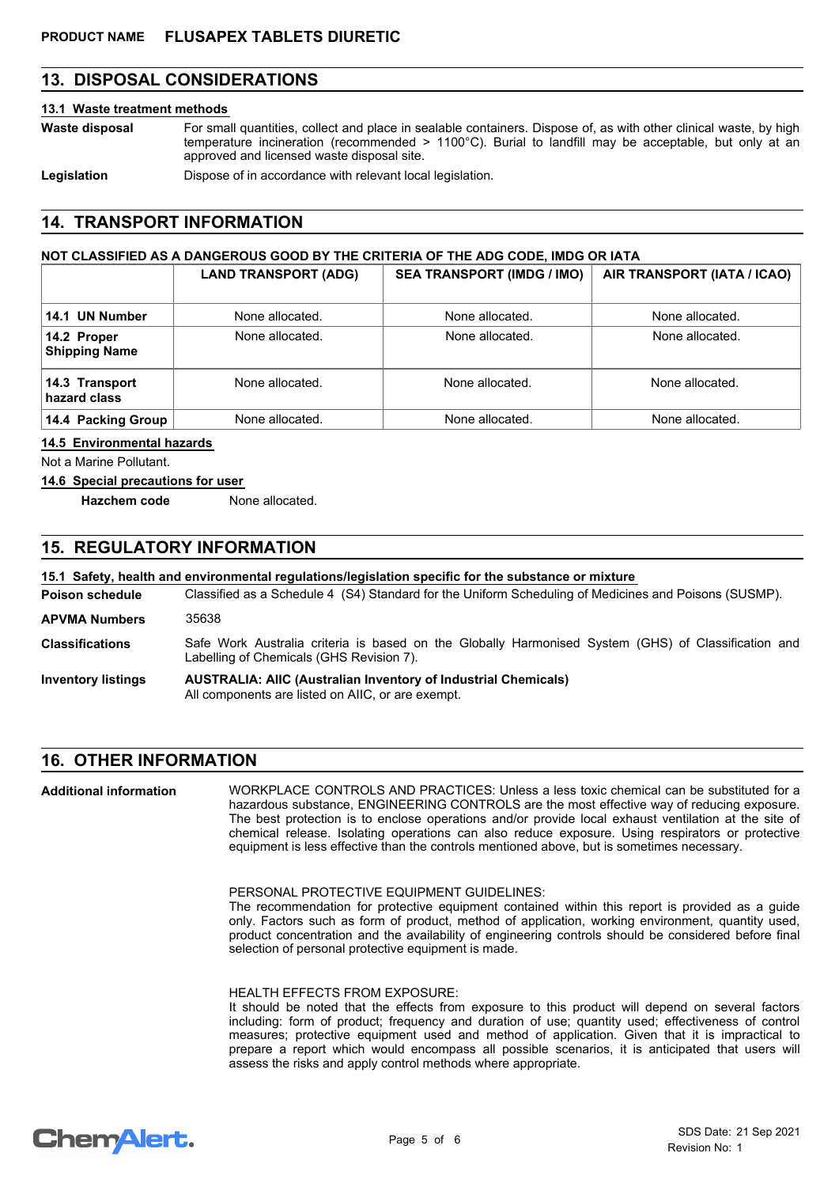## 13. DISPOSAL CONSIDERATIONS

### 13.1 Waste treatment methods

**Waste disposal** For small quantities, collect and place in sealable containers. Dispose of, as with other clinical waste, by high temperature incineration (recommended > 1100°C). Burial to landfill may be acceptable, but only at an approved and licensed waste disposal site.

**Legislation** Dispose of in accordance with relevant local legislation.

## 14. TRANSPORT INFORMATION

**NOT CLASSIFIED AS A DANGEROUS GOOD BY THE CRITERIA OF THE ADG CODE, IMDG OR IATA**

| | LAND TRANSPORT (ADG) | SEA TRANSPORT (IMDG / IMO) | AIR TRANSPORT (IATA / ICAO) |
|---|---|---|---|
| **14.1 UN Number** | None allocated. | None allocated. | None allocated. |
| **14.2 Proper Shipping Name** | None allocated. | None allocated. | None allocated. |
| **14.3 Transport hazard class** | None allocated. | None allocated. | None allocated. |
| **14.4 Packing Group** | None allocated. | None allocated. | None allocated. |

### 14.5 Environmental hazards

Not a Marine Pollutant.

### 14.6 Special precautions for user

**Hazchem code** None allocated.

## 15. REGULATORY INFORMATION

### 15.1 Safety, health and environmental regulations/legislation specific for the substance or mixture

**Poison schedule** Classified as a Schedule 4 (S4) Standard for the Uniform Scheduling of Medicines and Poisons (SUSMP).

**APVMA Numbers** 35638

**Classifications** Safe Work Australia criteria is based on the Globally Harmonised System (GHS) of Classification and Labelling of Chemicals (GHS Revision 7).

**Inventory listings** **AUSTRALIA: AIIC (Australian Inventory of Industrial Chemicals)**
All components are listed on AIIC, or are exempt.

## 16. OTHER INFORMATION

**Additional information** WORKPLACE CONTROLS AND PRACTICES: Unless a less toxic chemical can be substituted for a hazardous substance, ENGINEERING CONTROLS are the most effective way of reducing exposure. The best protection is to enclose operations and/or provide local exhaust ventilation at the site of chemical release. Isolating operations can also reduce exposure. Using respirators or protective equipment is less effective than the controls mentioned above, but is sometimes necessary.

PERSONAL PROTECTIVE EQUIPMENT GUIDELINES:
The recommendation for protective equipment contained within this report is provided as a guide only. Factors such as form of product, method of application, working environment, quantity used, product concentration and the availability of engineering controls should be considered before final selection of personal protective equipment is made.

HEALTH EFFECTS FROM EXPOSURE:
It should be noted that the effects from exposure to this product will depend on several factors including: form of product; frequency and duration of use; quantity used; effectiveness of control measures; protective equipment used and method of application. Given that it is impractical to prepare a report which would encompass all possible scenarios, it is anticipated that users will assess the risks and apply control methods where appropriate.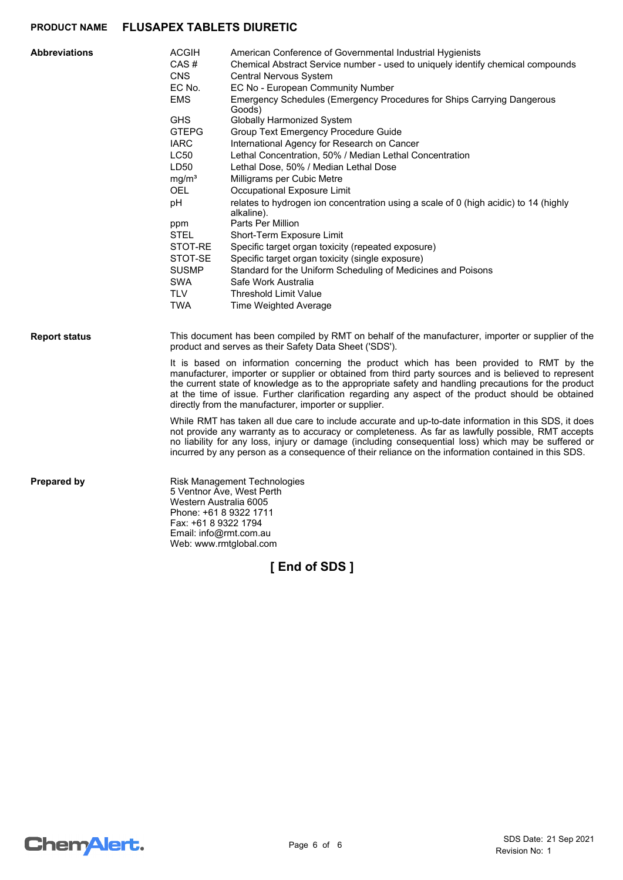**PRODUCT NAME** **FLUSAPEX TABLETS DIURETIC**

**Abbreviations**

| | |
|---|---|
| ACGIH | American Conference of Governmental Industrial Hygienists |
| CAS # | Chemical Abstract Service number - used to uniquely identify chemical compounds |
| CNS | Central Nervous System |
| EC No. | EC No - European Community Number |
| EMS | Emergency Schedules (Emergency Procedures for Ships Carrying Dangerous Goods) |
| GHS | Globally Harmonized System |
| GTEPG | Group Text Emergency Procedure Guide |
| IARC | International Agency for Research on Cancer |
| LC50 | Lethal Concentration, 50% / Median Lethal Concentration |
| LD50 | Lethal Dose, 50% / Median Lethal Dose |
| $mg/m^3$ | Milligrams per Cubic Metre |
| OEL | Occupational Exposure Limit |
| pH | relates to hydrogen ion concentration using a scale of 0 (high acidic) to 14 (highly alkaline). |
| ppm | Parts Per Million |
| STEL | Short-Term Exposure Limit |
| STOT-RE | Specific target organ toxicity (repeated exposure) |
| STOT-SE | Specific target organ toxicity (single exposure) |
| SUSMP | Standard for the Uniform Scheduling of Medicines and Poisons |
| SWA | Safe Work Australia |
| TLV | Threshold Limit Value |
| TWA | Time Weighted Average |

**Report status**

This document has been compiled by RMT on behalf of the manufacturer, importer or supplier of the product and serves as their Safety Data Sheet ('SDS').

It is based on information concerning the product which has been provided to RMT by the manufacturer, importer or supplier or obtained from third party sources and is believed to represent the current state of knowledge as to the appropriate safety and handling precautions for the product at the time of issue. Further clarification regarding any aspect of the product should be obtained directly from the manufacturer, importer or supplier.

While RMT has taken all due care to include accurate and up-to-date information in this SDS, it does not provide any warranty as to accuracy or completeness. As far as lawfully possible, RMT accepts no liability for any loss, injury or damage (including consequential loss) which may be suffered or incurred by any person as a consequence of their reliance on the information contained in this SDS.

**Prepared by**

Risk Management Technologies
5 Ventnor Ave, West Perth
Western Australia 6005
Phone: +61 8 9322 1711
Fax: +61 8 9322 1794
Email: info@rmt.com.au
Web: www.rmtglobal.com

**[ End of SDS ]**

SDS Date: 21 Sep 2021
Revision No: 1